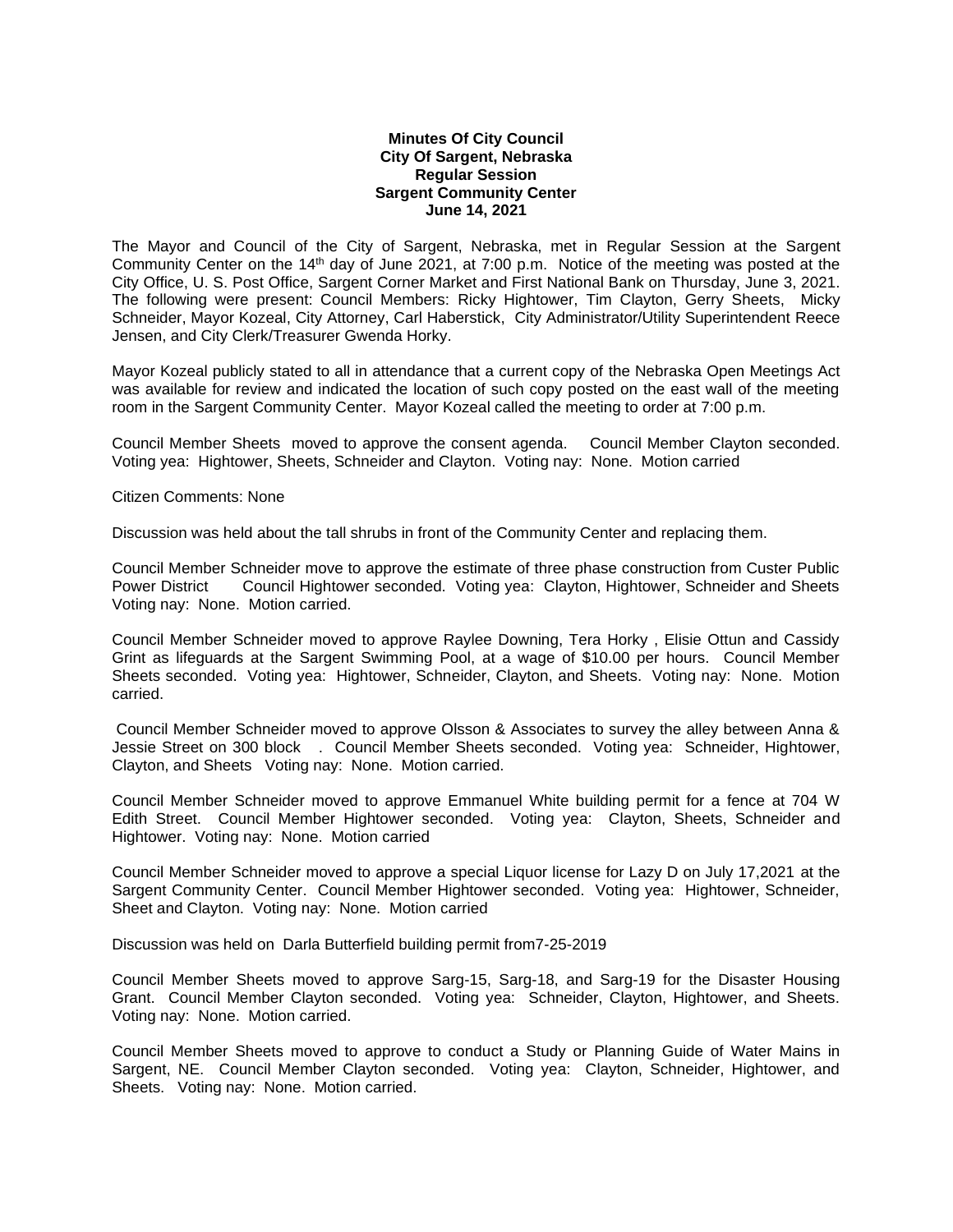**Minutes Of City Council**
**City Of Sargent, Nebraska**
**Regular Session**
**Sargent Community Center**
**June 14, 2021**

The Mayor and Council of the City of Sargent, Nebraska, met in Regular Session at the Sargent Community Center on the 14th day of June 2021, at 7:00 p.m. Notice of the meeting was posted at the City Office, U. S. Post Office, Sargent Corner Market and First National Bank on Thursday, June 3, 2021. The following were present: Council Members: Ricky Hightower, Tim Clayton, Gerry Sheets, Micky Schneider, Mayor Kozeal, City Attorney, Carl Haberstick, City Administrator/Utility Superintendent Reece Jensen, and City Clerk/Treasurer Gwenda Horky.

Mayor Kozeal publicly stated to all in attendance that a current copy of the Nebraska Open Meetings Act was available for review and indicated the location of such copy posted on the east wall of the meeting room in the Sargent Community Center. Mayor Kozeal called the meeting to order at 7:00 p.m.

Council Member Sheets moved to approve the consent agenda. Council Member Clayton seconded. Voting yea: Hightower, Sheets, Schneider and Clayton. Voting nay: None. Motion carried

Citizen Comments: None

Discussion was held about the tall shrubs in front of the Community Center and replacing them.

Council Member Schneider move to approve the estimate of three phase construction from Custer Public Power District Council Hightower seconded. Voting yea: Clayton, Hightower, Schneider and Sheets Voting nay: None. Motion carried.

Council Member Schneider moved to approve Raylee Downing, Tera Horky , Elisie Ottun and Cassidy Grint as lifeguards at the Sargent Swimming Pool, at a wage of $10.00 per hours. Council Member Sheets seconded. Voting yea: Hightower, Schneider, Clayton, and Sheets. Voting nay: None. Motion carried.

Council Member Schneider moved to approve Olsson & Associates to survey the alley between Anna & Jessie Street on 300 block . Council Member Sheets seconded. Voting yea: Schneider, Hightower, Clayton, and Sheets Voting nay: None. Motion carried.

Council Member Schneider moved to approve Emmanuel White building permit for a fence at 704 W Edith Street. Council Member Hightower seconded. Voting yea: Clayton, Sheets, Schneider and Hightower. Voting nay: None. Motion carried

Council Member Schneider moved to approve a special Liquor license for Lazy D on July 17,2021 at the Sargent Community Center. Council Member Hightower seconded. Voting yea: Hightower, Schneider, Sheet and Clayton. Voting nay: None. Motion carried

Discussion was held on Darla Butterfield building permit from7-25-2019

Council Member Sheets moved to approve Sarg-15, Sarg-18, and Sarg-19 for the Disaster Housing Grant. Council Member Clayton seconded. Voting yea: Schneider, Clayton, Hightower, and Sheets. Voting nay: None. Motion carried.

Council Member Sheets moved to approve to conduct a Study or Planning Guide of Water Mains in Sargent, NE. Council Member Clayton seconded. Voting yea: Clayton, Schneider, Hightower, and Sheets. Voting nay: None. Motion carried.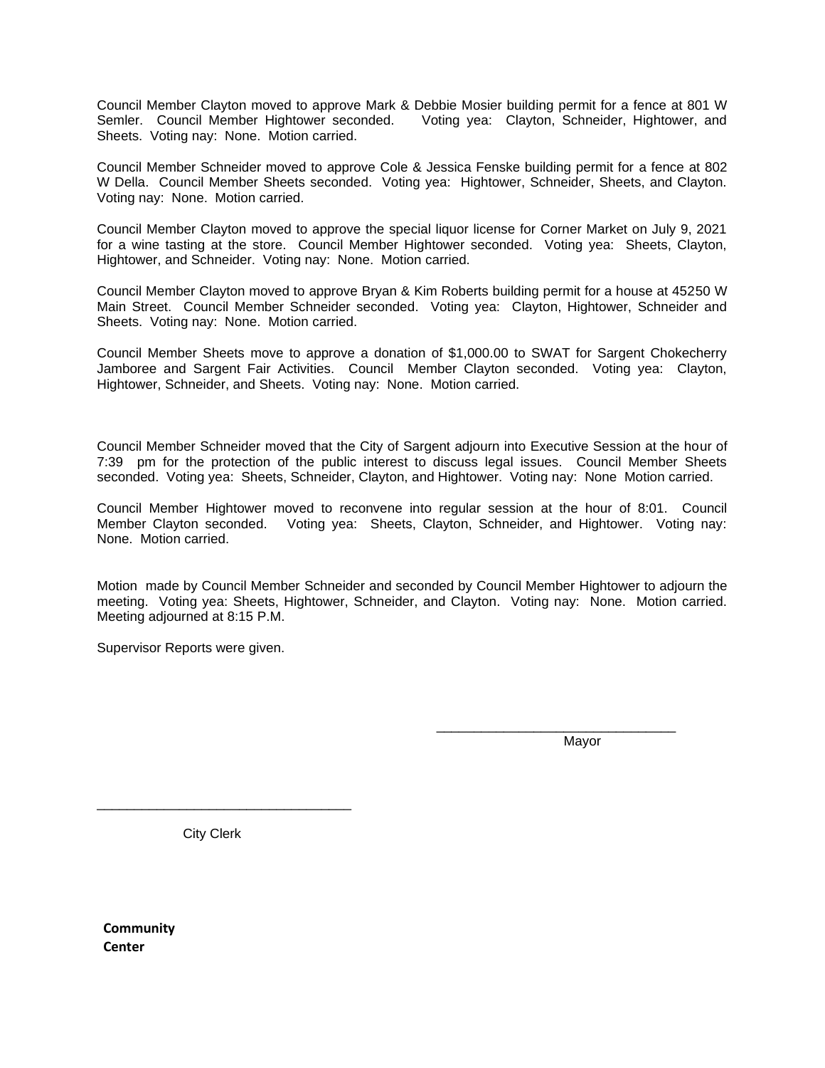Council Member Clayton moved to approve Mark & Debbie Mosier building permit for a fence at 801 W Semler. Council Member Hightower seconded. Voting yea: Clayton, Schneider, Hightower, and Sheets. Voting nay: None. Motion carried.

Council Member Schneider moved to approve Cole & Jessica Fenske building permit for a fence at 802 W Della. Council Member Sheets seconded. Voting yea: Hightower, Schneider, Sheets, and Clayton. Voting nay: None. Motion carried.

Council Member Clayton moved to approve the special liquor license for Corner Market on July 9, 2021 for a wine tasting at the store. Council Member Hightower seconded. Voting yea: Sheets, Clayton, Hightower, and Schneider. Voting nay: None. Motion carried.

Council Member Clayton moved to approve Bryan & Kim Roberts building permit for a house at 45250 W Main Street. Council Member Schneider seconded. Voting yea: Clayton, Hightower, Schneider and Sheets. Voting nay: None. Motion carried.

Council Member Sheets move to approve a donation of $1,000.00 to SWAT for Sargent Chokecherry Jamboree and Sargent Fair Activities. Council Member Clayton seconded. Voting yea: Clayton, Hightower, Schneider, and Sheets. Voting nay: None. Motion carried.

Council Member Schneider moved that the City of Sargent adjourn into Executive Session at the hour of 7:39 pm for the protection of the public interest to discuss legal issues. Council Member Sheets seconded. Voting yea: Sheets, Schneider, Clayton, and Hightower. Voting nay: None Motion carried.

Council Member Hightower moved to reconvene into regular session at the hour of 8:01. Council Member Clayton seconded. Voting yea: Sheets, Clayton, Schneider, and Hightower. Voting nay: None. Motion carried.

Motion made by Council Member Schneider and seconded by Council Member Hightower to adjourn the meeting. Voting yea: Sheets, Hightower, Schneider, and Clayton. Voting nay: None. Motion carried. Meeting adjourned at 8:15 P.M.

Supervisor Reports were given.

\_\_\_\_\_\_\_\_\_\_\_\_\_\_\_\_\_\_\_\_\_\_\_\_\_\_\_\_\_\_\_\_
Mayor

\_\_\_\_\_\_\_\_\_\_\_\_\_\_\_\_\_\_\_\_\_\_\_\_\_\_\_\_\_\_\_\_
City Clerk

**Community Center**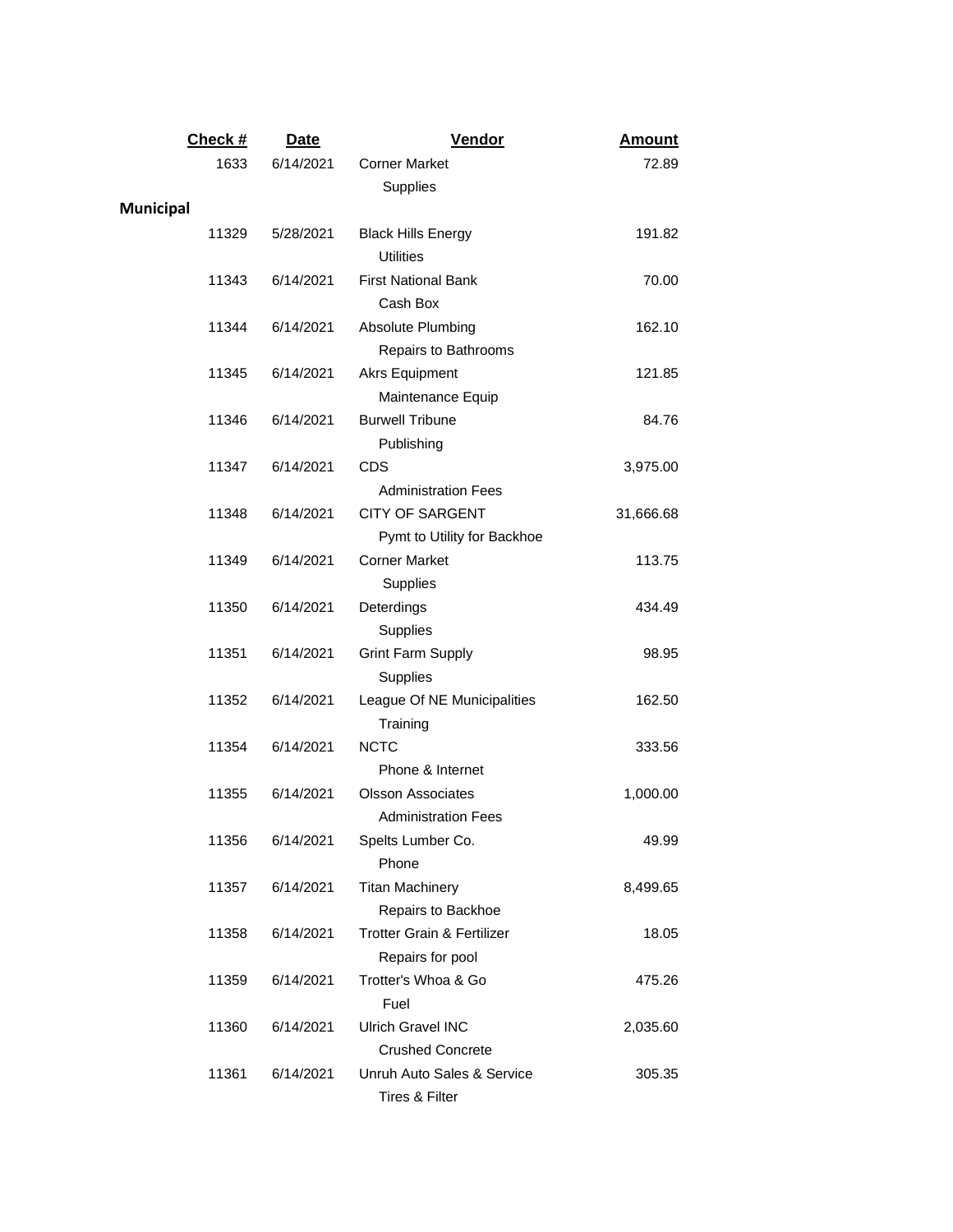| Check # | Date | Vendor | Amount |
|---|---|---|---|
| 1633 | 6/14/2021 | Corner Market | 72.89 |
| | | Supplies | |

**Municipal**

| Check # | Date | Vendor | Amount |
|---|---|---|---|
| 11329 | 5/28/2021 | Black Hills Energy | 191.82 |
| | | Utilities | |
| 11343 | 6/14/2021 | First National Bank | 70.00 |
| | | Cash Box | |
| 11344 | 6/14/2021 | Absolute Plumbing | 162.10 |
| | | Repairs to Bathrooms | |
| 11345 | 6/14/2021 | Akrs Equipment | 121.85 |
| | | Maintenance Equip | |
| 11346 | 6/14/2021 | Burwell Tribune | 84.76 |
| | | Publishing | |
| 11347 | 6/14/2021 | CDS | 3,975.00 |
| | | Administration Fees | |
| 11348 | 6/14/2021 | CITY OF SARGENT | 31,666.68 |
| | | Pymt to Utility for Backhoe | |
| 11349 | 6/14/2021 | Corner Market | 113.75 |
| | | Supplies | |
| 11350 | 6/14/2021 | Deterdings | 434.49 |
| | | Supplies | |
| 11351 | 6/14/2021 | Grint Farm Supply | 98.95 |
| | | Supplies | |
| 11352 | 6/14/2021 | League Of NE Municipalities | 162.50 |
| | | Training | |
| 11354 | 6/14/2021 | NCTC | 333.56 |
| | | Phone & Internet | |
| 11355 | 6/14/2021 | Olsson Associates | 1,000.00 |
| | | Administration Fees | |
| 11356 | 6/14/2021 | Spelts Lumber Co. | 49.99 |
| | | Phone | |
| 11357 | 6/14/2021 | Titan Machinery | 8,499.65 |
| | | Repairs to Backhoe | |
| 11358 | 6/14/2021 | Trotter Grain & Fertilizer | 18.05 |
| | | Repairs for pool | |
| 11359 | 6/14/2021 | Trotter's Whoa & Go | 475.26 |
| | | Fuel | |
| 11360 | 6/14/2021 | Ulrich Gravel INC | 2,035.60 |
| | | Crushed Concrete | |
| 11361 | 6/14/2021 | Unruh Auto Sales & Service | 305.35 |
| | | Tires & Filter | |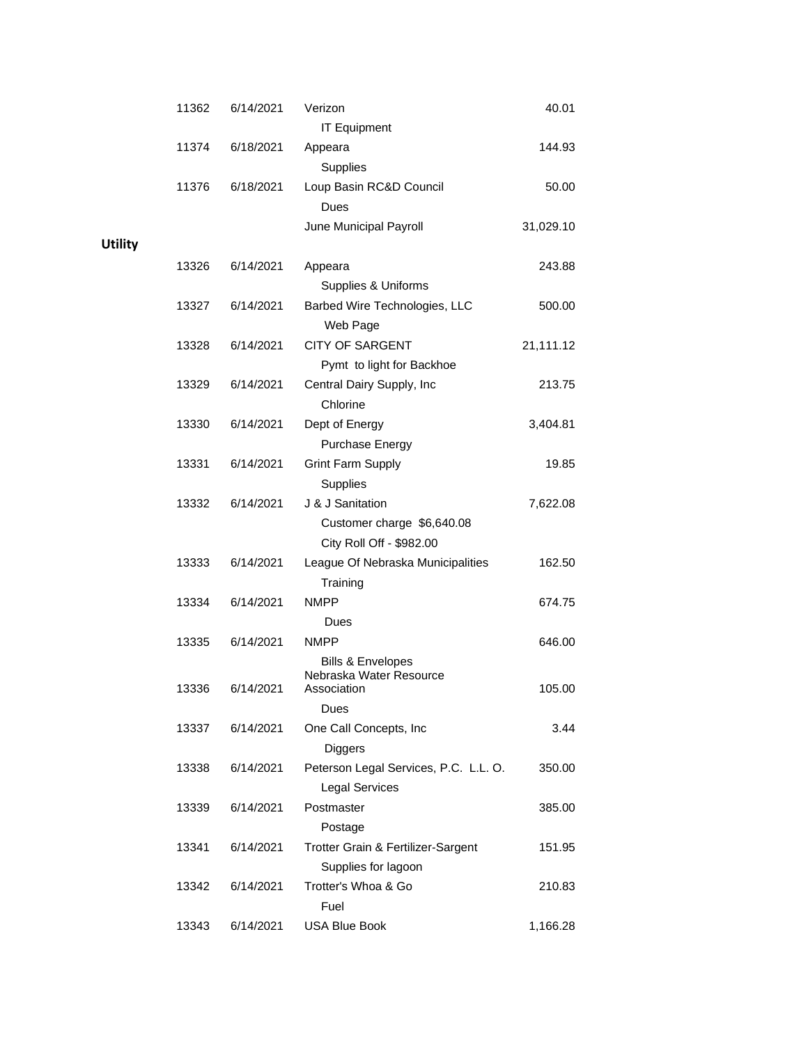| | | | |
|---|---|---|---|
| 11362 | 6/14/2021 | Verizon | 40.01 |
| | | IT Equipment | |
| 11374 | 6/18/2021 | Appeara | 144.93 |
| | | Supplies | |
| 11376 | 6/18/2021 | Loup Basin RC&D Council | 50.00 |
| | | Dues | |
| | | June Municipal Payroll | 31,029.10 |

**Utility**

| | | | |
|---|---|---|---|
| 13326 | 6/14/2021 | Appeara | 243.88 |
| | | Supplies & Uniforms | |
| 13327 | 6/14/2021 | Barbed Wire Technologies, LLC | 500.00 |
| | | Web Page | |
| 13328 | 6/14/2021 | CITY OF SARGENT | 21,111.12 |
| | | Pymt to light for Backhoe | |
| 13329 | 6/14/2021 | Central Dairy Supply, Inc | 213.75 |
| | | Chlorine | |
| 13330 | 6/14/2021 | Dept of Energy | 3,404.81 |
| | | Purchase Energy | |
| 13331 | 6/14/2021 | Grint Farm Supply | 19.85 |
| | | Supplies | |
| 13332 | 6/14/2021 | J & J Sanitation | 7,622.08 |
| | | Customer charge $6,640.08 | |
| | | City Roll Off - $982.00 | |
| 13333 | 6/14/2021 | League Of Nebraska Municipalities | 162.50 |
| | | Training | |
| 13334 | 6/14/2021 | NMPP | 674.75 |
| | | Dues | |
| 13335 | 6/14/2021 | NMPP | 646.00 |
| | | Bills & Envelopes | |
| 13336 | 6/14/2021 | Nebraska Water Resource Association | 105.00 |
| | | Dues | |
| 13337 | 6/14/2021 | One Call Concepts, Inc | 3.44 |
| | | Diggers | |
| 13338 | 6/14/2021 | Peterson Legal Services, P.C. L.L. O. | 350.00 |
| | | Legal Services | |
| 13339 | 6/14/2021 | Postmaster | 385.00 |
| | | Postage | |
| 13341 | 6/14/2021 | Trotter Grain & Fertilizer-Sargent | 151.95 |
| | | Supplies for lagoon | |
| 13342 | 6/14/2021 | Trotter's Whoa & Go | 210.83 |
| | | Fuel | |
| 13343 | 6/14/2021 | USA Blue Book | 1,166.28 |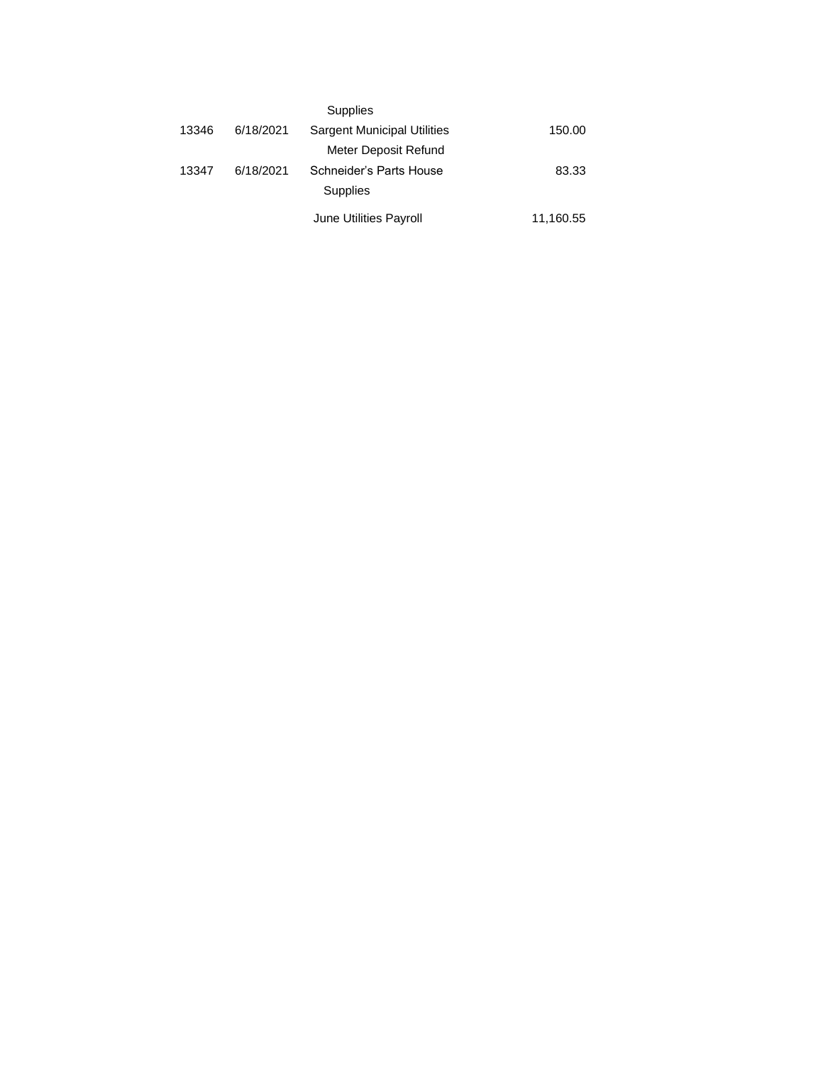| | | | |
|---|---|---|---|
| | | Supplies | |
| 13346 | 6/18/2021 | Sargent Municipal Utilities | 150.00 |
| | | Meter Deposit Refund | |
| 13347 | 6/18/2021 | Schneider's Parts House | 83.33 |
| | | Supplies | |
| | | June Utilities Payroll | 11,160.55 |